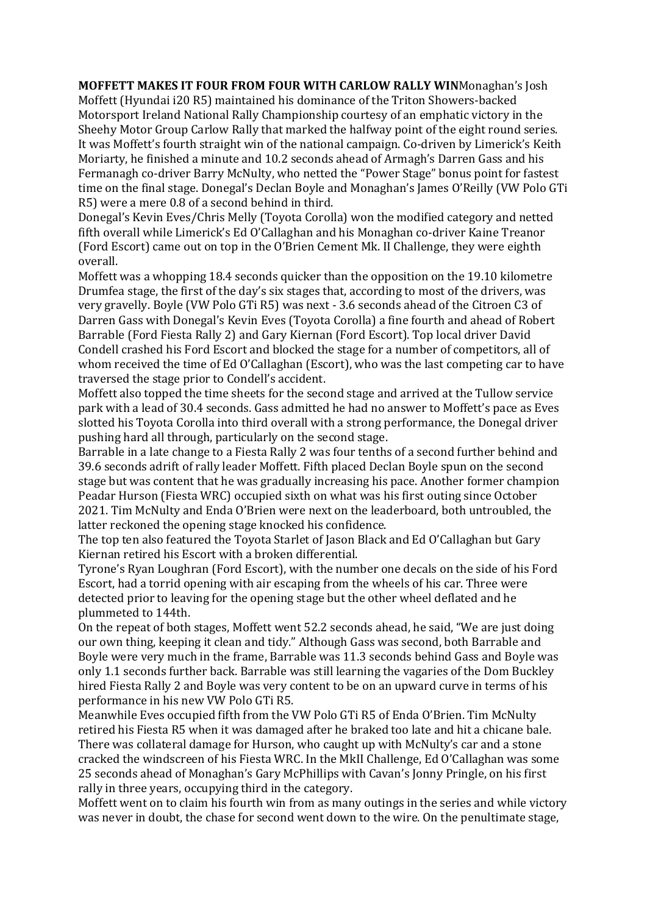**MOFFETT MAKES IT FOUR FROM FOUR WITH CARLOW RALLY WIN**Monaghan's Josh Moffett (Hyundai i20 R5) maintained his dominance of the Triton Showers-backed Motorsport Ireland National Rally Championship courtesy of an emphatic victory in the Sheehy Motor Group Carlow Rally that marked the halfway point of the eight round series. It was Moffett's fourth straight win of the national campaign. Co-driven by Limerick's Keith Moriarty, he finished a minute and 10.2 seconds ahead of Armagh's Darren Gass and his Fermanagh co-driver Barry McNulty, who netted the "Power Stage" bonus point for fastest time on the final stage. Donegal's Declan Boyle and Monaghan's James O'Reilly (VW Polo GTi R5) were a mere 0.8 of a second behind in third.

Donegal's Kevin Eves/Chris Melly (Toyota Corolla) won the modified category and netted fifth overall while Limerick's Ed O'Callaghan and his Monaghan co-driver Kaine Treanor (Ford Escort) came out on top in the O'Brien Cement Mk. II Challenge, they were eighth overall.

Moffett was a whopping 18.4 seconds quicker than the opposition on the 19.10 kilometre Drumfea stage, the first of the day's six stages that, according to most of the drivers, was very gravelly. Boyle (VW Polo GTi R5) was next - 3.6 seconds ahead of the Citroen C3 of Darren Gass with Donegal's Kevin Eves (Toyota Corolla) a fine fourth and ahead of Robert Barrable (Ford Fiesta Rally 2) and Gary Kiernan (Ford Escort). Top local driver David Condell crashed his Ford Escort and blocked the stage for a number of competitors, all of whom received the time of Ed O'Callaghan (Escort), who was the last competing car to have traversed the stage prior to Condell's accident.

Moffett also topped the time sheets for the second stage and arrived at the Tullow service park with a lead of 30.4 seconds. Gass admitted he had no answer to Moffett's pace as Eves slotted his Toyota Corolla into third overall with a strong performance, the Donegal driver pushing hard all through, particularly on the second stage.

Barrable in a late change to a Fiesta Rally 2 was four tenths of a second further behind and 39.6 seconds adrift of rally leader Moffett. Fifth placed Declan Boyle spun on the second stage but was content that he was gradually increasing his pace. Another former champion Peadar Hurson (Fiesta WRC) occupied sixth on what was his first outing since October 2021. Tim McNulty and Enda O'Brien were next on the leaderboard, both untroubled, the latter reckoned the opening stage knocked his confidence.

The top ten also featured the Toyota Starlet of Jason Black and Ed O'Callaghan but Gary Kiernan retired his Escort with a broken differential.

Tyrone's Ryan Loughran (Ford Escort), with the number one decals on the side of his Ford Escort, had a torrid opening with air escaping from the wheels of his car. Three were detected prior to leaving for the opening stage but the other wheel deflated and he plummeted to 144th.

On the repeat of both stages, Moffett went 52.2 seconds ahead, he said, "We are just doing our own thing, keeping it clean and tidy." Although Gass was second, both Barrable and Boyle were very much in the frame, Barrable was 11.3 seconds behind Gass and Boyle was only 1.1 seconds further back. Barrable was still learning the vagaries of the Dom Buckley hired Fiesta Rally 2 and Boyle was very content to be on an upward curve in terms of his performance in his new VW Polo GTi R5.

Meanwhile Eves occupied fifth from the VW Polo GTi R5 of Enda O'Brien. Tim McNulty retired his Fiesta R5 when it was damaged after he braked too late and hit a chicane bale. There was collateral damage for Hurson, who caught up with McNulty's car and a stone cracked the windscreen of his Fiesta WRC. In the MkII Challenge, Ed O'Callaghan was some 25 seconds ahead of Monaghan's Gary McPhillips with Cavan's Jonny Pringle, on his first rally in three years, occupying third in the category.

Moffett went on to claim his fourth win from as many outings in the series and while victory was never in doubt, the chase for second went down to the wire. On the penultimate stage,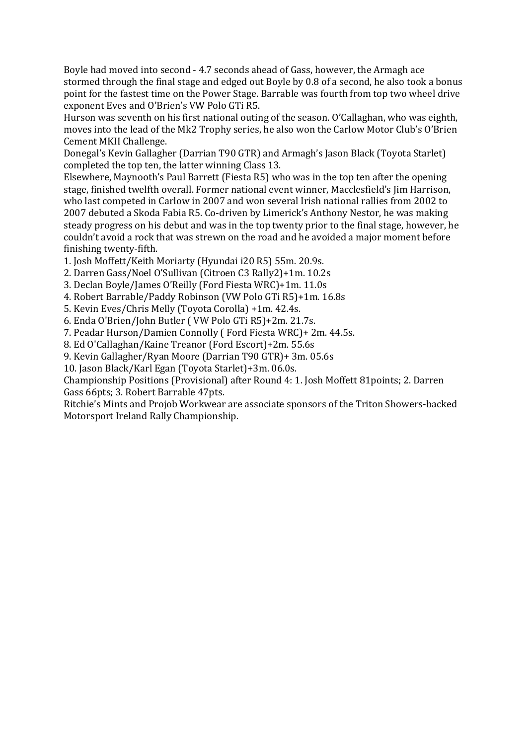Boyle had moved into second - 4.7 seconds ahead of Gass, however, the Armagh ace stormed through the final stage and edged out Boyle by 0.8 of a second, he also took a bonus point for the fastest time on the Power Stage. Barrable was fourth from top two wheel drive exponent Eves and O'Brien's VW Polo GTi R5.

Hurson was seventh on his first national outing of the season. O'Callaghan, who was eighth, moves into the lead of the Mk2 Trophy series, he also won the Carlow Motor Club's O'Brien Cement MKII Challenge.

Donegal's Kevin Gallagher (Darrian T90 GTR) and Armagh's Jason Black (Toyota Starlet) completed the top ten, the latter winning Class 13.

Elsewhere, Maynooth's Paul Barrett (Fiesta R5) who was in the top ten after the opening stage, finished twelfth overall. Former national event winner, Macclesfield's Jim Harrison, who last competed in Carlow in 2007 and won several Irish national rallies from 2002 to 2007 debuted a Skoda Fabia R5. Co-driven by Limerick's Anthony Nestor, he was making steady progress on his debut and was in the top twenty prior to the final stage, however, he couldn't avoid a rock that was strewn on the road and he avoided a major moment before finishing twenty-fifth.

1. Josh Moffett/Keith Moriarty (Hyundai i20 R5) 55m. 20.9s.
2. Darren Gass/Noel O'Sullivan (Citroen C3 Rally2)+1m. 10.2s
3. Declan Boyle/James O'Reilly (Ford Fiesta WRC)+1m. 11.0s
4. Robert Barrable/Paddy Robinson (VW Polo GTi R5)+1m. 16.8s
5. Kevin Eves/Chris Melly (Toyota Corolla) +1m. 42.4s.
6. Enda O'Brien/John Butler ( VW Polo GTi R5)+2m. 21.7s.
7. Peadar Hurson/Damien Connolly ( Ford Fiesta WRC)+ 2m. 44.5s.
8. Ed O'Callaghan/Kaine Treanor (Ford Escort)+2m. 55.6s
9. Kevin Gallagher/Ryan Moore (Darrian T90 GTR)+ 3m. 05.6s
10. Jason Black/Karl Egan (Toyota Starlet)+3m. 06.0s.

Championship Positions (Provisional) after Round 4: 1. Josh Moffett 81points; 2. Darren Gass 66pts; 3. Robert Barrable 47pts.

Ritchie's Mints and Projob Workwear are associate sponsors of the Triton Showers-backed Motorsport Ireland Rally Championship.